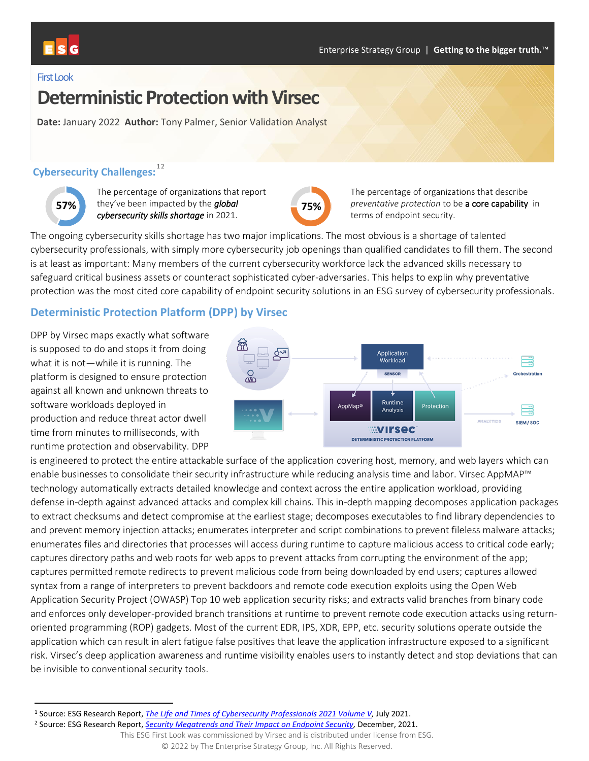First Look

# Deterministic Protection with Virsec

**Date:** January 2022 **Author:** Tony Palmer, Senior Validation Analyst

## Cybersecurity Challenges:[1,2]

**57%** The percentage of organizations that report they've been impacted by the ***global cybersecurity skills shortage*** in 2021.

**75%** The percentage of organizations that describe *preventative protection* to be **a core capability** in terms of endpoint security.

The ongoing cybersecurity skills shortage has two major implications. The most obvious is a shortage of talented cybersecurity professionals, with simply more cybersecurity job openings than qualified candidates to fill them. The second is at least as important: Many members of the current cybersecurity workforce lack the advanced skills necessary to safeguard critical business assets or counteract sophisticated cyber-adversaries. This helps to explin why preventative protection was the most cited core capability of endpoint security solutions in an ESG survey of cybersecurity professionals.

## Deterministic Protection Platform (DPP) by Virsec

DPP by Virsec maps exactly what software is supposed to do and stops it from doing what it is not—while it is running. The platform is designed to ensure protection against all known and unknown threats to software workloads deployed in production and reduce threat actor dwell time from minutes to milliseconds, with runtime protection and observability. DPP is engineered to protect the entire attackable surface of the application covering host, memory, and web layers which can enable businesses to consolidate their security infrastructure while reducing analysis time and labor. Virsec AppMAP™ technology automatically extracts detailed knowledge and context across the entire application workload, providing defense in-depth against advanced attacks and complex kill chains. This in-depth mapping decomposes application packages to extract checksums and detect compromise at the earliest stage; decomposes executables to find library dependencies to and prevent memory injection attacks; enumerates interpreter and script combinations to prevent fileless malware attacks; enumerates files and directories that processes will access during runtime to capture malicious access to critical code early; captures directory paths and web roots for web apps to prevent attacks from corrupting the environment of the app; captures permitted remote redirects to prevent malicious code from being downloaded by end users; captures allowed syntax from a range of interpreters to prevent backdoors and remote code execution exploits using the Open Web Application Security Project (OWASP) Top 10 web application security risks; and extracts valid branches from binary code and enforces only developer-provided branch transitions at runtime to prevent remote code execution attacks using return-oriented programming (ROP) gadgets. Most of the current EDR, IPS, XDR, EPP, etc. security solutions operate outside the application which can result in alert fatigue false positives that leave the application infrastructure exposed to a significant risk. Virsec's deep application awareness and runtime visibility enables users to instantly detect and stop deviations that can be invisible to conventional security tools.

[1] Source: ESG Research Report, *The Life and Times of Cybersecurity Professionals 2021 Volume V*, July 2021.
[2] Source: ESG Research Report, *Security Megatrends and Their Impact on Endpoint Security*, December, 2021.

This ESG First Look was commissioned by Virsec and is distributed under license from ESG.
© 2022 by The Enterprise Strategy Group, Inc. All Rights Reserved.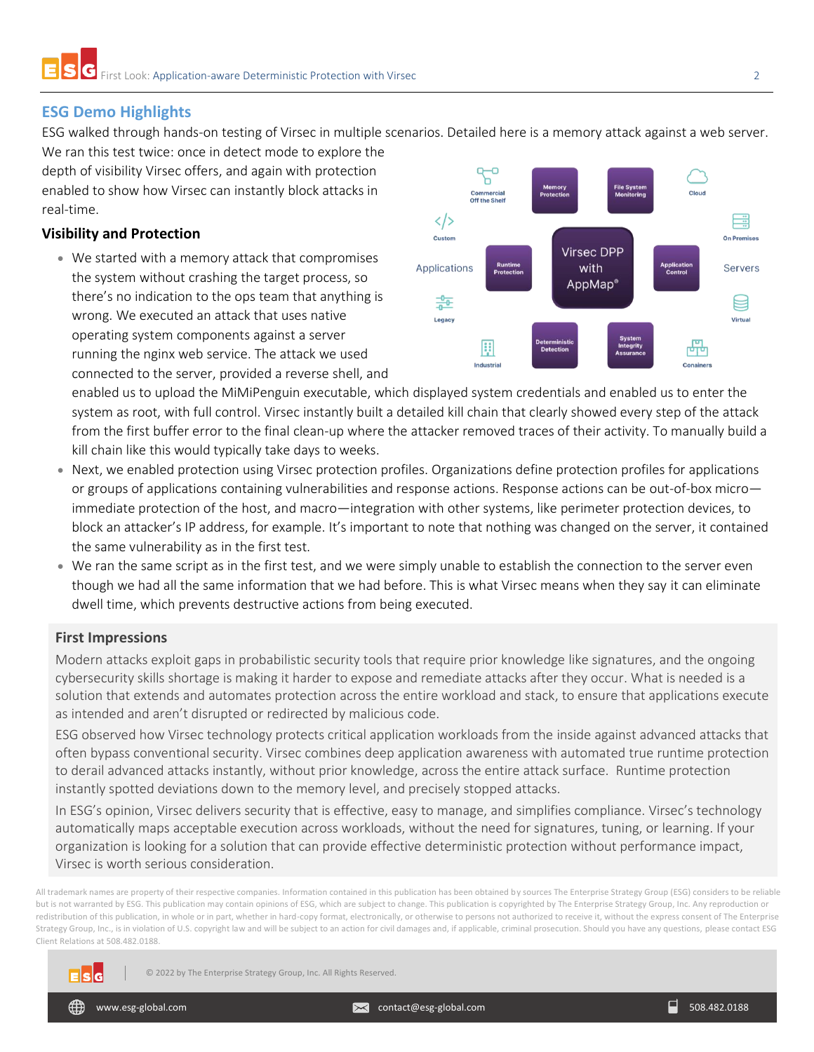## ESG Demo Highlights

ESG walked through hands-on testing of Virsec in multiple scenarios. Detailed here is a memory attack against a web server. We ran this test twice: once in detect mode to explore the depth of visibility Virsec offers, and again with protection enabled to show how Virsec can instantly block attacks in real-time.

Commercial Off the Shelf

Memory Protection

File System Monitoring

Cloud

Custom

On Premises

Applications

Runtime Protection

Virsec DPP with AppMap®

Application Control

Servers

Legacy

Virtual

Industrial

Deterministic Detection

System Integrity Assurance

Conainers

### Visibility and Protection

- We started with a memory attack that compromises the system without crashing the target process, so there's no indication to the ops team that anything is wrong. We executed an attack that uses native operating system components against a server running the nginx web service. The attack we used connected to the server, provided a reverse shell, and enabled us to upload the MiMiPenguin executable, which displayed system credentials and enabled us to enter the system as root, with full control. Virsec instantly built a detailed kill chain that clearly showed every step of the attack from the first buffer error to the final clean-up where the attacker removed traces of their activity. To manually build a kill chain like this would typically take days to weeks.
- Next, we enabled protection using Virsec protection profiles. Organizations define protection profiles for applications or groups of applications containing vulnerabilities and response actions. Response actions can be out-of-box micro—immediate protection of the host, and macro—integration with other systems, like perimeter protection devices, to block an attacker's IP address, for example. It's important to note that nothing was changed on the server, it contained the same vulnerability as in the first test.
- We ran the same script as in the first test, and we were simply unable to establish the connection to the server even though we had all the same information that we had before. This is what Virsec means when they say it can eliminate dwell time, which prevents destructive actions from being executed.

### First Impressions

Modern attacks exploit gaps in probabilistic security tools that require prior knowledge like signatures, and the ongoing cybersecurity skills shortage is making it harder to expose and remediate attacks after they occur. What is needed is a solution that extends and automates protection across the entire workload and stack, to ensure that applications execute as intended and aren't disrupted or redirected by malicious code.

ESG observed how Virsec technology protects critical application workloads from the inside against advanced attacks that often bypass conventional security. Virsec combines deep application awareness with automated true runtime protection to derail advanced attacks instantly, without prior knowledge, across the entire attack surface. Runtime protection instantly spotted deviations down to the memory level, and precisely stopped attacks.

In ESG's opinion, Virsec delivers security that is effective, easy to manage, and simplifies compliance. Virsec's technology automatically maps acceptable execution across workloads, without the need for signatures, tuning, or learning. If your organization is looking for a solution that can provide effective deterministic protection without performance impact, Virsec is worth serious consideration.

All trademark names are property of their respective companies. Information contained in this publication has been obtained by sources The Enterprise Strategy Group (ESG) considers to be reliable but is not warranted by ESG. This publication may contain opinions of ESG, which are subject to change. This publication is copyrighted by The Enterprise Strategy Group, Inc. Any reproduction or redistribution of this publication, in whole or in part, whether in hard-copy format, electronically, or otherwise to persons not authorized to receive it, without the express consent of The Enterprise Strategy Group, Inc., is in violation of U.S. copyright law and will be subject to an action for civil damages and, if applicable, criminal prosecution. Should you have any questions, please contact ESG Client Relations at 508.482.0188.

© 2022 by The Enterprise Strategy Group, Inc. All Rights Reserved.

www.esg-global.com contact@esg-global.com 508.482.0188